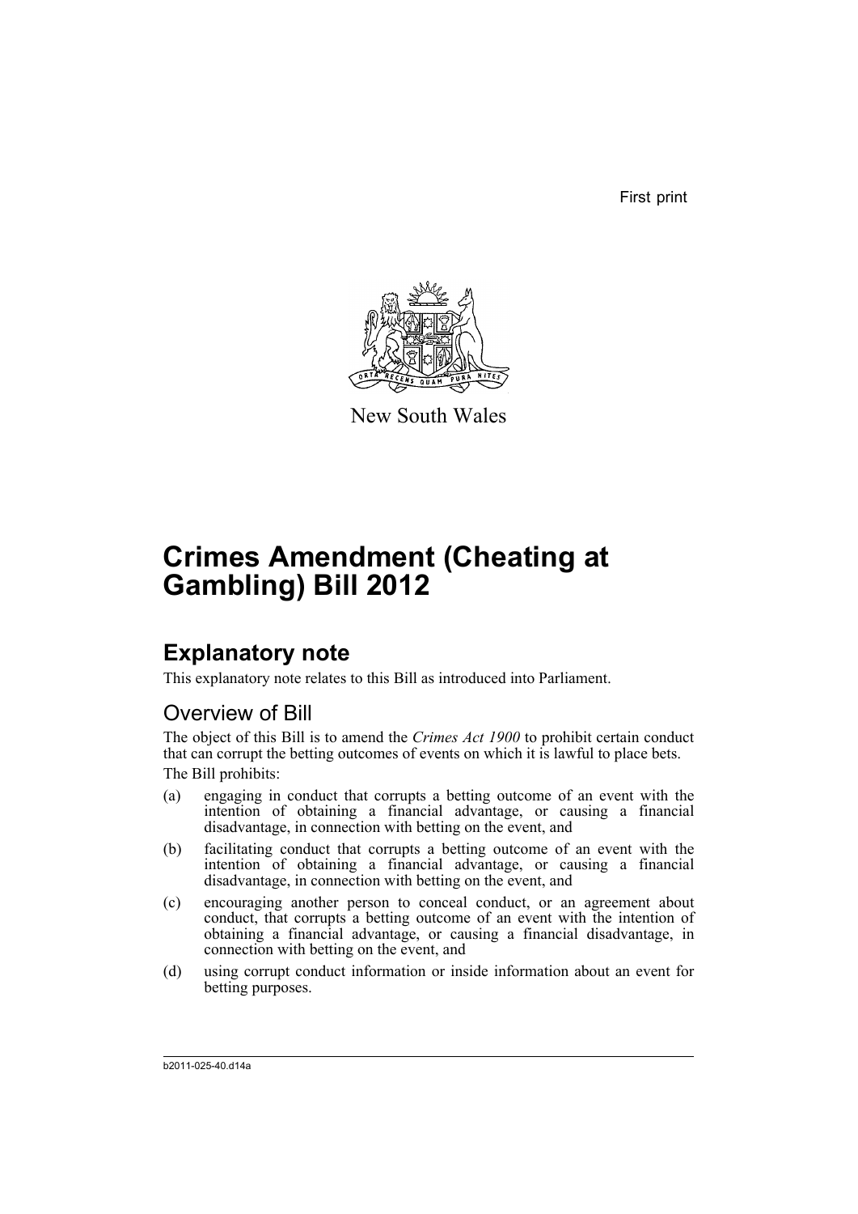First print

New South Wales

# Crimes Amendment (Cheating at Gambling) Bill 2012

## Explanatory note

This explanatory note relates to this Bill as introduced into Parliament.

### Overview of Bill

The object of this Bill is to amend the *Crimes Act 1900* to prohibit certain conduct that can corrupt the betting outcomes of events on which it is lawful to place bets.

The Bill prohibits:

(a) engaging in conduct that corrupts a betting outcome of an event with the intention of obtaining a financial advantage, or causing a financial disadvantage, in connection with betting on the event, and

(b) facilitating conduct that corrupts a betting outcome of an event with the intention of obtaining a financial advantage, or causing a financial disadvantage, in connection with betting on the event, and

(c) encouraging another person to conceal conduct, or an agreement about conduct, that corrupts a betting outcome of an event with the intention of obtaining a financial advantage, or causing a financial disadvantage, in connection with betting on the event, and

(d) using corrupt conduct information or inside information about an event for betting purposes.

b2011-025-40.d14a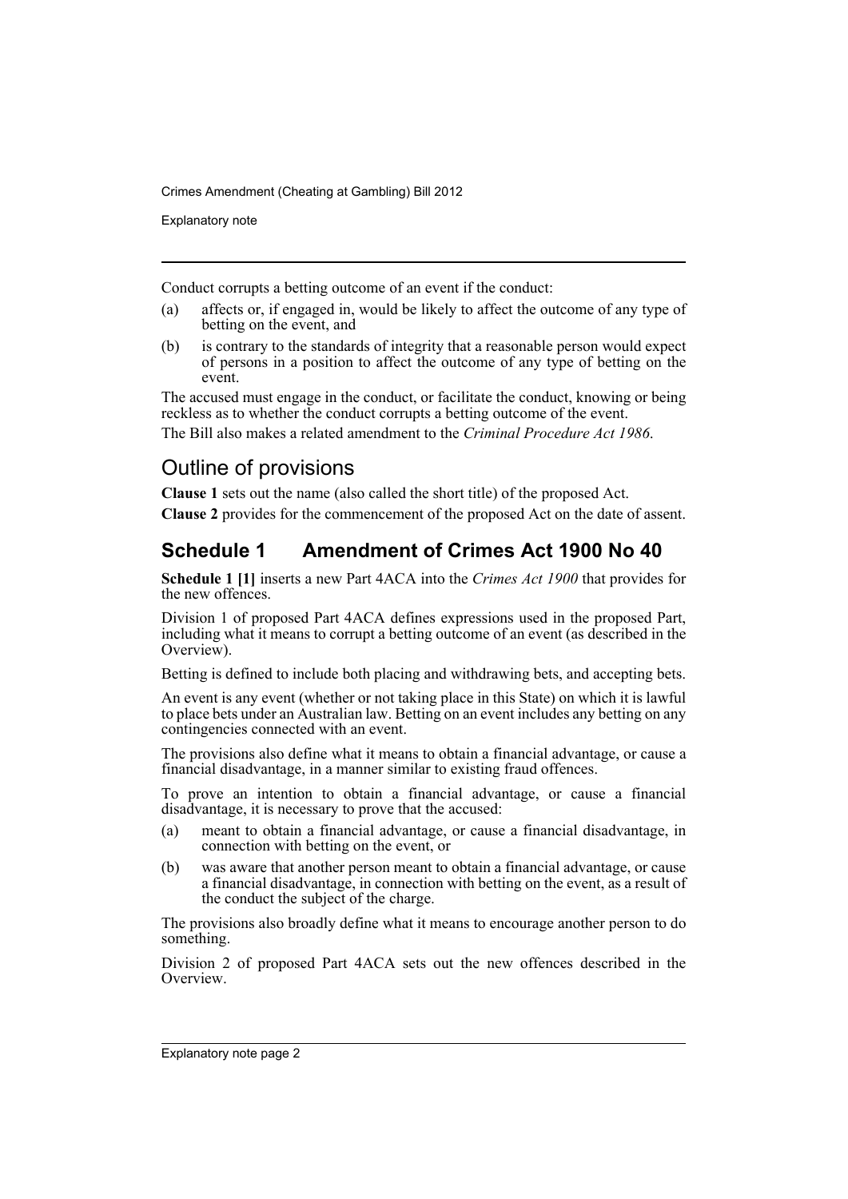Conduct corrupts a betting outcome of an event if the conduct:

(a) affects or, if engaged in, would be likely to affect the outcome of any type of betting on the event, and

(b) is contrary to the standards of integrity that a reasonable person would expect of persons in a position to affect the outcome of any type of betting on the event.

The accused must engage in the conduct, or facilitate the conduct, knowing or being reckless as to whether the conduct corrupts a betting outcome of the event.

The Bill also makes a related amendment to the *Criminal Procedure Act 1986*.

## Outline of provisions

**Clause 1** sets out the name (also called the short title) of the proposed Act.

**Clause 2** provides for the commencement of the proposed Act on the date of assent.

## Schedule 1 Amendment of Crimes Act 1900 No 40

**Schedule 1 [1]** inserts a new Part 4ACA into the *Crimes Act 1900* that provides for the new offences.

Division 1 of proposed Part 4ACA defines expressions used in the proposed Part, including what it means to corrupt a betting outcome of an event (as described in the Overview).

Betting is defined to include both placing and withdrawing bets, and accepting bets.

An event is any event (whether or not taking place in this State) on which it is lawful to place bets under an Australian law. Betting on an event includes any betting on any contingencies connected with an event.

The provisions also define what it means to obtain a financial advantage, or cause a financial disadvantage, in a manner similar to existing fraud offences.

To prove an intention to obtain a financial advantage, or cause a financial disadvantage, it is necessary to prove that the accused:

(a) meant to obtain a financial advantage, or cause a financial disadvantage, in connection with betting on the event, or

(b) was aware that another person meant to obtain a financial advantage, or cause a financial disadvantage, in connection with betting on the event, as a result of the conduct the subject of the charge.

The provisions also broadly define what it means to encourage another person to do something.

Division 2 of proposed Part 4ACA sets out the new offences described in the Overview.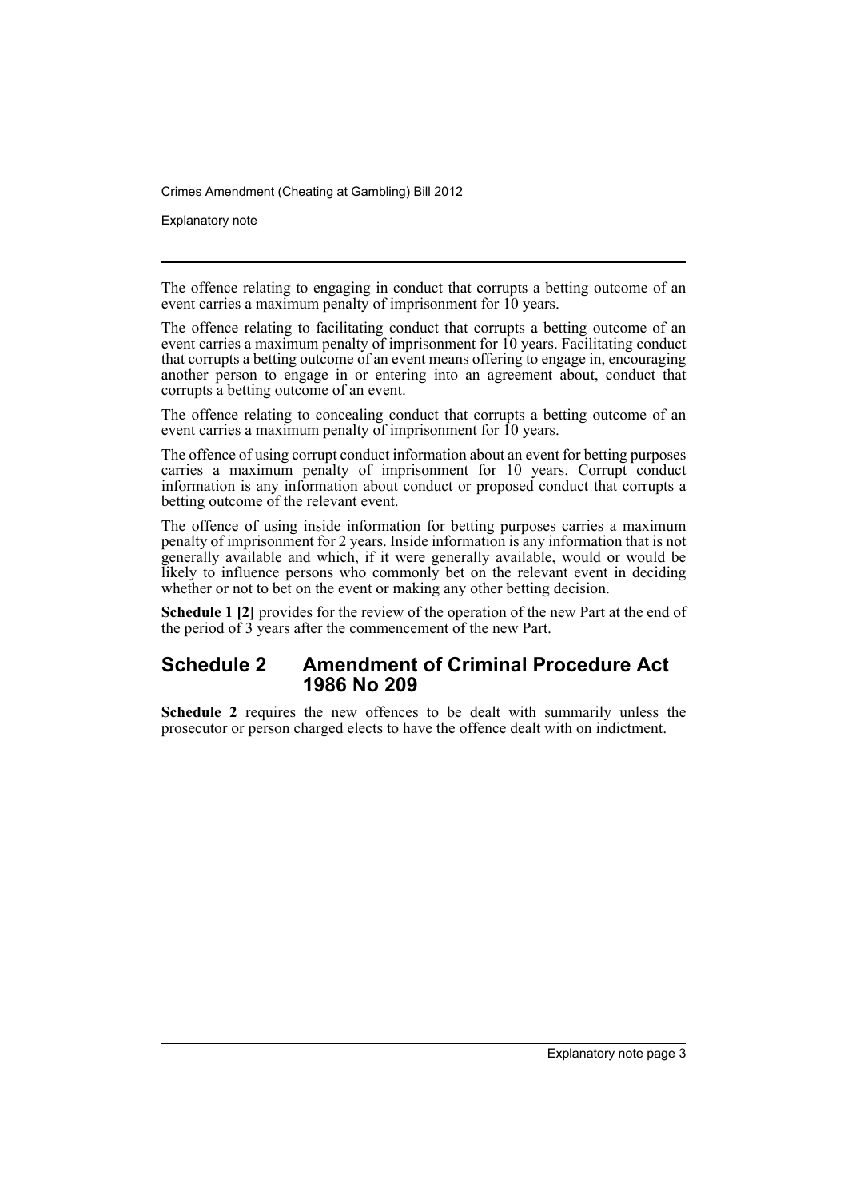The offence relating to engaging in conduct that corrupts a betting outcome of an event carries a maximum penalty of imprisonment for 10 years.

The offence relating to facilitating conduct that corrupts a betting outcome of an event carries a maximum penalty of imprisonment for 10 years. Facilitating conduct that corrupts a betting outcome of an event means offering to engage in, encouraging another person to engage in or entering into an agreement about, conduct that corrupts a betting outcome of an event.

The offence relating to concealing conduct that corrupts a betting outcome of an event carries a maximum penalty of imprisonment for 10 years.

The offence of using corrupt conduct information about an event for betting purposes carries a maximum penalty of imprisonment for 10 years. Corrupt conduct information is any information about conduct or proposed conduct that corrupts a betting outcome of the relevant event.

The offence of using inside information for betting purposes carries a maximum penalty of imprisonment for 2 years. Inside information is any information that is not generally available and which, if it were generally available, would or would be likely to influence persons who commonly bet on the relevant event in deciding whether or not to bet on the event or making any other betting decision.

**Schedule 1 [2]** provides for the review of the operation of the new Part at the end of the period of 3 years after the commencement of the new Part.

## Schedule 2 Amendment of Criminal Procedure Act 1986 No 209

**Schedule 2** requires the new offences to be dealt with summarily unless the prosecutor or person charged elects to have the offence dealt with on indictment.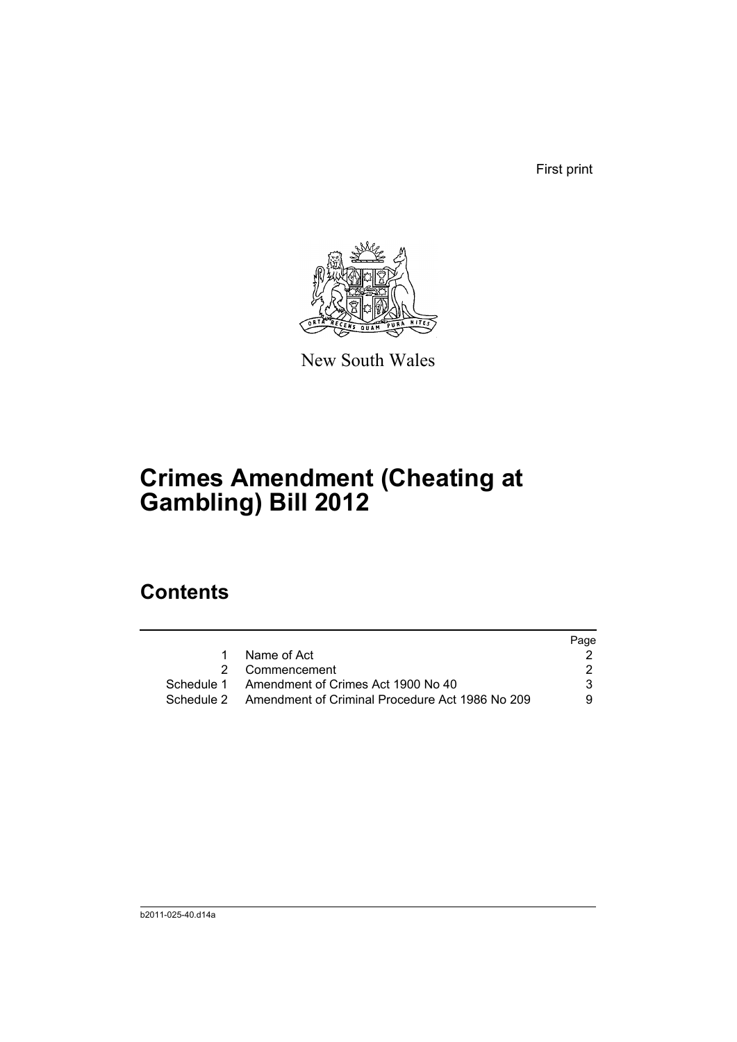First print

New South Wales

# Crimes Amendment (Cheating at Gambling) Bill 2012

## Contents

| | | Page |
|---|---|---|
| 1 | Name of Act | 2 |
| 2 | Commencement | 2 |
| Schedule 1 | Amendment of Crimes Act 1900 No 40 | 3 |
| Schedule 2 | Amendment of Criminal Procedure Act 1986 No 209 | 9 |

b2011-025-40.d14a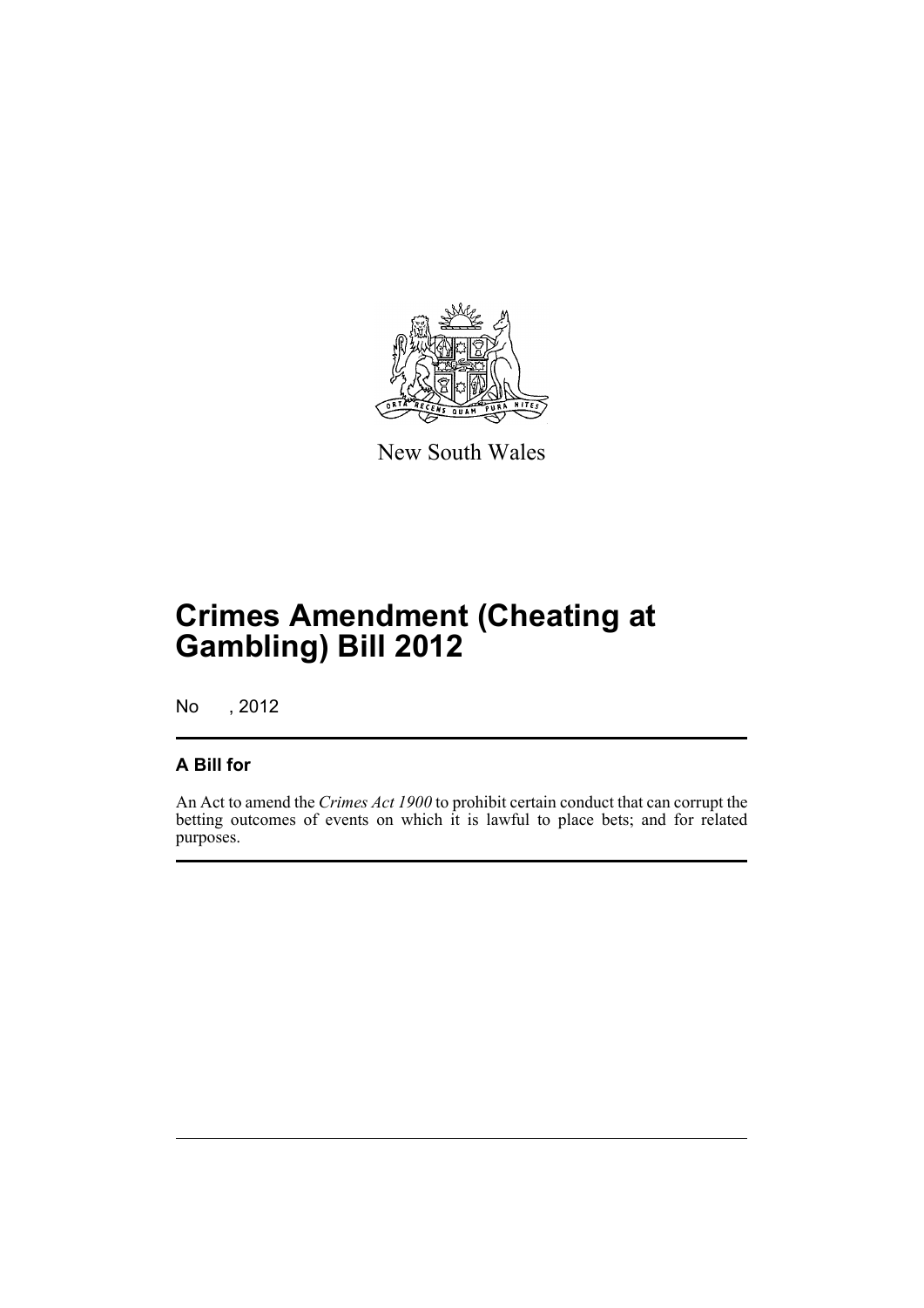New South Wales

# Crimes Amendment (Cheating at Gambling) Bill 2012

No , 2012

## A Bill for

An Act to amend the *Crimes Act 1900* to prohibit certain conduct that can corrupt the betting outcomes of events on which it is lawful to place bets; and for related purposes.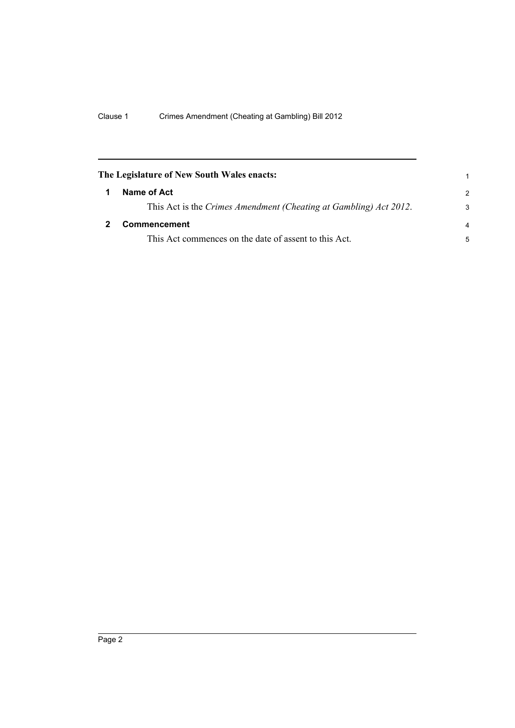**The Legislature of New South Wales enacts:**

### 1 Name of Act

This Act is the *Crimes Amendment (Cheating at Gambling) Act 2012*.

### 2 Commencement

This Act commences on the date of assent to this Act.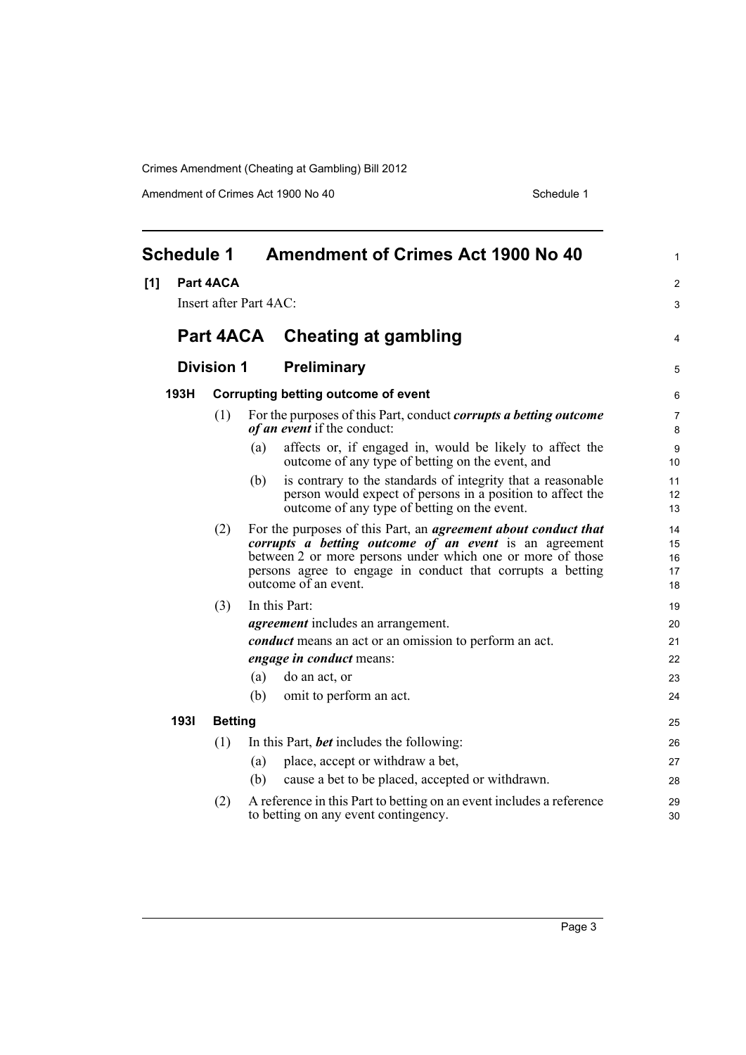# Schedule 1 Amendment of Crimes Act 1900 No 40

**[1] Part 4ACA**

Insert after Part 4AC:

## Part 4ACA Cheating at gambling

### Division 1 Preliminary

**193H Corrupting betting outcome of event**

(1) For the purposes of this Part, conduct ***corrupts a betting outcome of an event*** if the conduct:

(a) affects or, if engaged in, would be likely to affect the outcome of any type of betting on the event, and

(b) is contrary to the standards of integrity that a reasonable person would expect of persons in a position to affect the outcome of any type of betting on the event.

(2) For the purposes of this Part, an ***agreement about conduct that corrupts a betting outcome of an event*** is an agreement between 2 or more persons under which one or more of those persons agree to engage in conduct that corrupts a betting outcome of an event.

(3) In this Part:

***agreement*** includes an arrangement.

***conduct*** means an act or an omission to perform an act.

***engage in conduct*** means:

(a) do an act, or

(b) omit to perform an act.

**193I Betting**

(1) In this Part, ***bet*** includes the following:

(a) place, accept or withdraw a bet,

(b) cause a bet to be placed, accepted or withdrawn.

(2) A reference in this Part to betting on an event includes a reference to betting on any event contingency.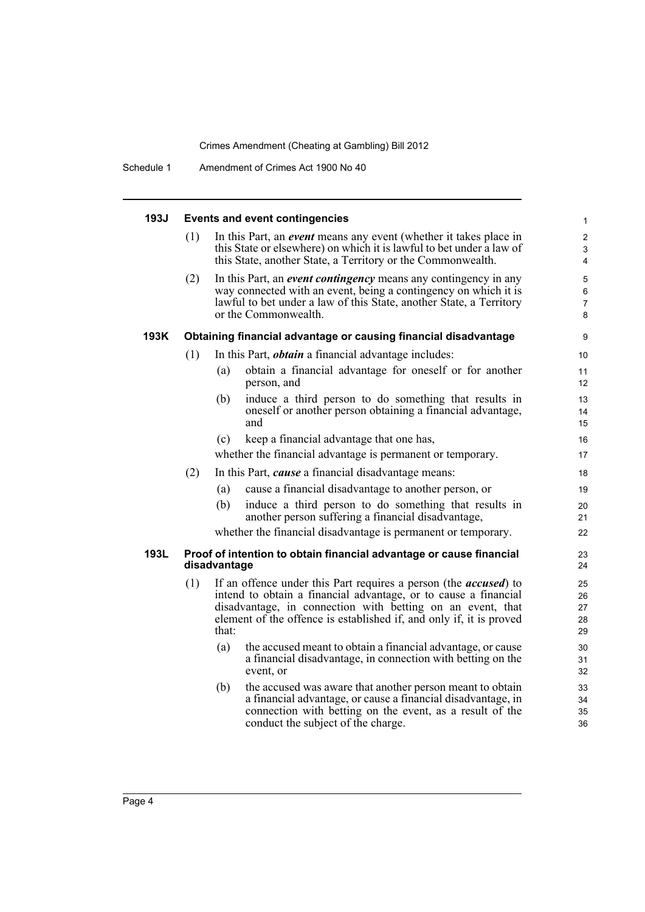#### 193J Events and event contingencies

(1) In this Part, an ***event*** means any event (whether it takes place in this State or elsewhere) on which it is lawful to bet under a law of this State, another State, a Territory or the Commonwealth.

(2) In this Part, an ***event contingency*** means any contingency in any way connected with an event, being a contingency on which it is lawful to bet under a law of this State, another State, a Territory or the Commonwealth.

#### 193K Obtaining financial advantage or causing financial disadvantage

(1) In this Part, ***obtain*** a financial advantage includes:

- (a) obtain a financial advantage for oneself or for another person, and
- (b) induce a third person to do something that results in oneself or another person obtaining a financial advantage, and
- (c) keep a financial advantage that one has,

whether the financial advantage is permanent or temporary.

(2) In this Part, ***cause*** a financial disadvantage means:

- (a) cause a financial disadvantage to another person, or
- (b) induce a third person to do something that results in another person suffering a financial disadvantage,

whether the financial disadvantage is permanent or temporary.

#### 193L Proof of intention to obtain financial advantage or cause financial disadvantage

(1) If an offence under this Part requires a person (the ***accused***) to intend to obtain a financial advantage, or to cause a financial disadvantage, in connection with betting on an event, that element of the offence is established if, and only if, it is proved that:

- (a) the accused meant to obtain a financial advantage, or cause a financial disadvantage, in connection with betting on the event, or
- (b) the accused was aware that another person meant to obtain a financial advantage, or cause a financial disadvantage, in connection with betting on the event, as a result of the conduct the subject of the charge.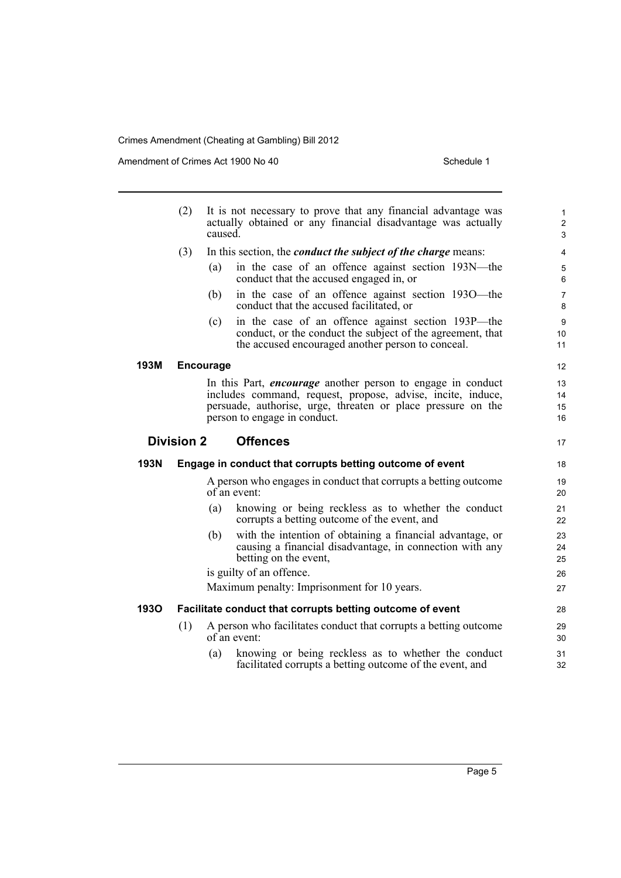(2) It is not necessary to prove that any financial advantage was actually obtained or any financial disadvantage was actually caused.

(3) In this section, the ***conduct the subject of the charge*** means:

- (a) in the case of an offence against section 193N—the conduct that the accused engaged in, or
- (b) in the case of an offence against section 193O—the conduct that the accused facilitated, or
- (c) in the case of an offence against section 193P—the conduct, or the conduct the subject of the agreement, that the accused encouraged another person to conceal.

### 193M Encourage

In this Part, ***encourage*** another person to engage in conduct includes command, request, propose, advise, incite, induce, persuade, authorise, urge, threaten or place pressure on the person to engage in conduct.

## Division 2 Offences

### 193N Engage in conduct that corrupts betting outcome of event

A person who engages in conduct that corrupts a betting outcome of an event:

- (a) knowing or being reckless as to whether the conduct corrupts a betting outcome of the event, and
- (b) with the intention of obtaining a financial advantage, or causing a financial disadvantage, in connection with any betting on the event,

is guilty of an offence.

Maximum penalty: Imprisonment for 10 years.

### 193O Facilitate conduct that corrupts betting outcome of event

(1) A person who facilitates conduct that corrupts a betting outcome of an event:

- (a) knowing or being reckless as to whether the conduct facilitated corrupts a betting outcome of the event, and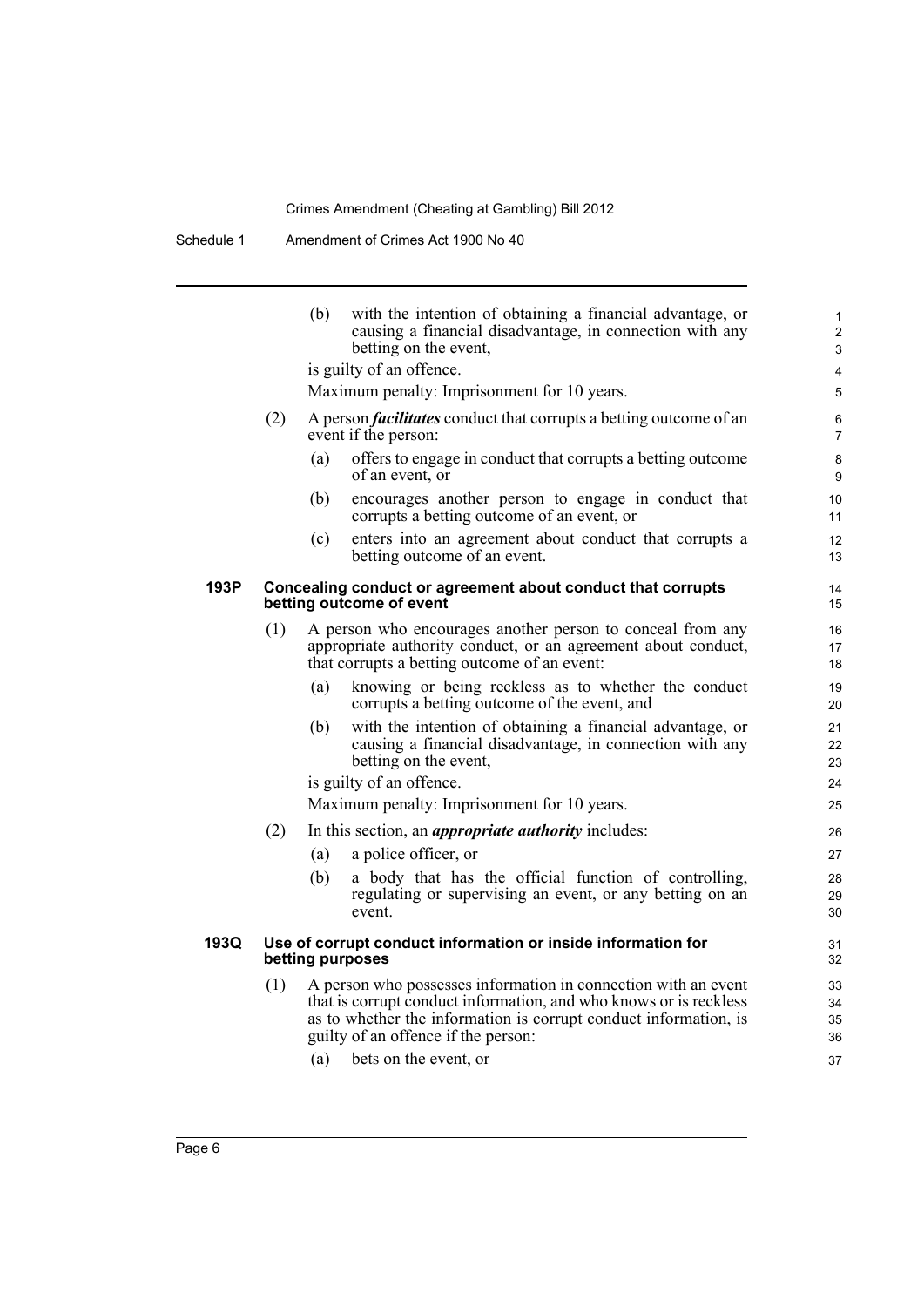(b) with the intention of obtaining a financial advantage, or causing a financial disadvantage, in connection with any betting on the event,

is guilty of an offence.

Maximum penalty: Imprisonment for 10 years.

(2) A person ***facilitates*** conduct that corrupts a betting outcome of an event if the person:

(a) offers to engage in conduct that corrupts a betting outcome of an event, or

(b) encourages another person to engage in conduct that corrupts a betting outcome of an event, or

(c) enters into an agreement about conduct that corrupts a betting outcome of an event.

#### 193P Concealing conduct or agreement about conduct that corrupts betting outcome of event

(1) A person who encourages another person to conceal from any appropriate authority conduct, or an agreement about conduct, that corrupts a betting outcome of an event:

(a) knowing or being reckless as to whether the conduct corrupts a betting outcome of the event, and

(b) with the intention of obtaining a financial advantage, or causing a financial disadvantage, in connection with any betting on the event,

is guilty of an offence.

Maximum penalty: Imprisonment for 10 years.

(2) In this section, an ***appropriate authority*** includes:

(a) a police officer, or

(b) a body that has the official function of controlling, regulating or supervising an event, or any betting on an event.

#### 193Q Use of corrupt conduct information or inside information for betting purposes

(1) A person who possesses information in connection with an event that is corrupt conduct information, and who knows or is reckless as to whether the information is corrupt conduct information, is guilty of an offence if the person:

(a) bets on the event, or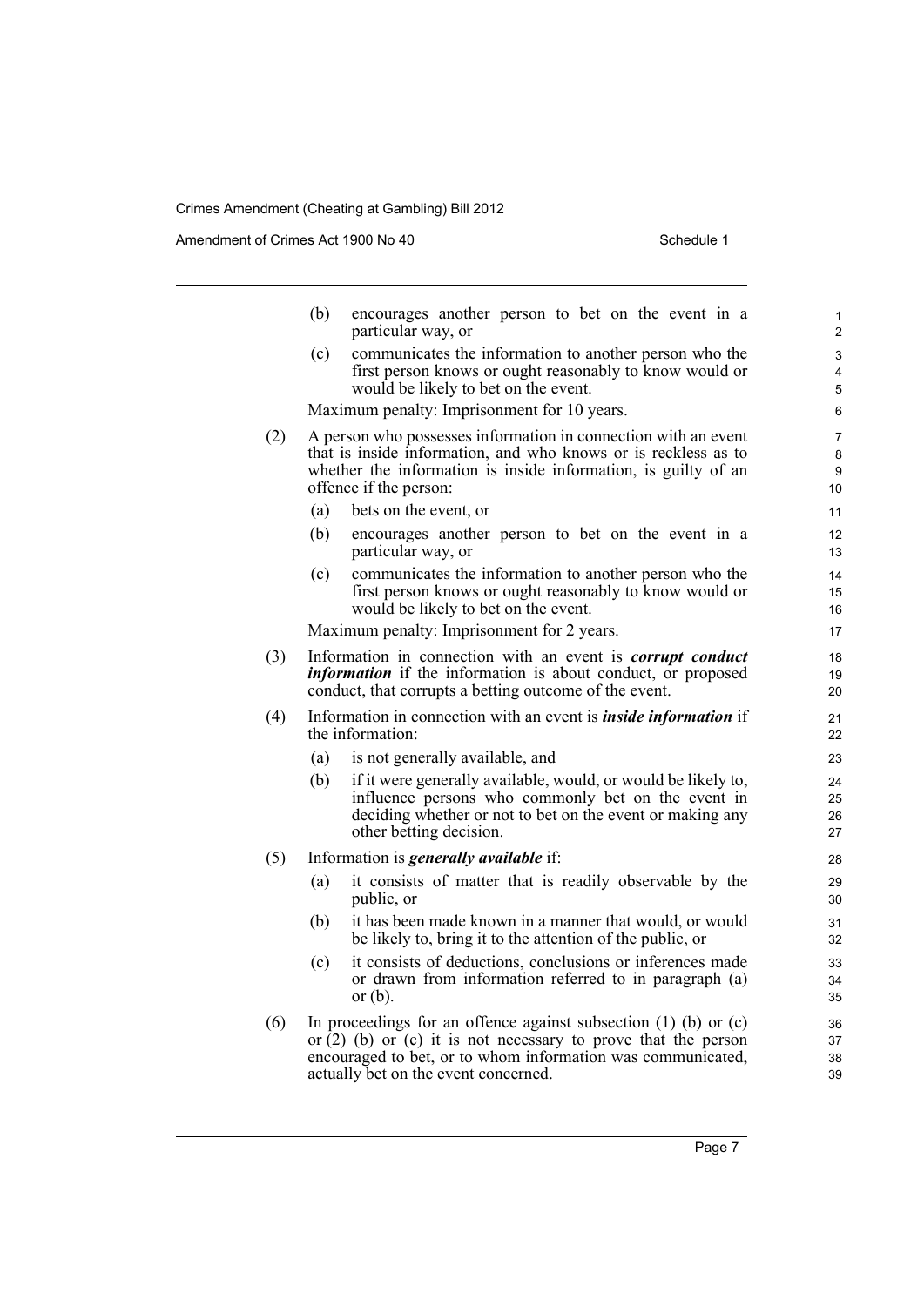(b) encourages another person to bet on the event in a particular way, or

(c) communicates the information to another person who the first person knows or ought reasonably to know would or would be likely to bet on the event.

Maximum penalty: Imprisonment for 10 years.

(2) A person who possesses information in connection with an event that is inside information, and who knows or is reckless as to whether the information is inside information, is guilty of an offence if the person:

(a) bets on the event, or

(b) encourages another person to bet on the event in a particular way, or

(c) communicates the information to another person who the first person knows or ought reasonably to know would or would be likely to bet on the event.

Maximum penalty: Imprisonment for 2 years.

(3) Information in connection with an event is ***corrupt conduct information*** if the information is about conduct, or proposed conduct, that corrupts a betting outcome of the event.

(4) Information in connection with an event is ***inside information*** if the information:

(a) is not generally available, and

(b) if it were generally available, would, or would be likely to, influence persons who commonly bet on the event in deciding whether or not to bet on the event or making any other betting decision.

(5) Information is ***generally available*** if:

(a) it consists of matter that is readily observable by the public, or

(b) it has been made known in a manner that would, or would be likely to, bring it to the attention of the public, or

(c) it consists of deductions, conclusions or inferences made or drawn from information referred to in paragraph (a) or (b).

(6) In proceedings for an offence against subsection (1) (b) or (c) or (2) (b) or (c) it is not necessary to prove that the person encouraged to bet, or to whom information was communicated, actually bet on the event concerned.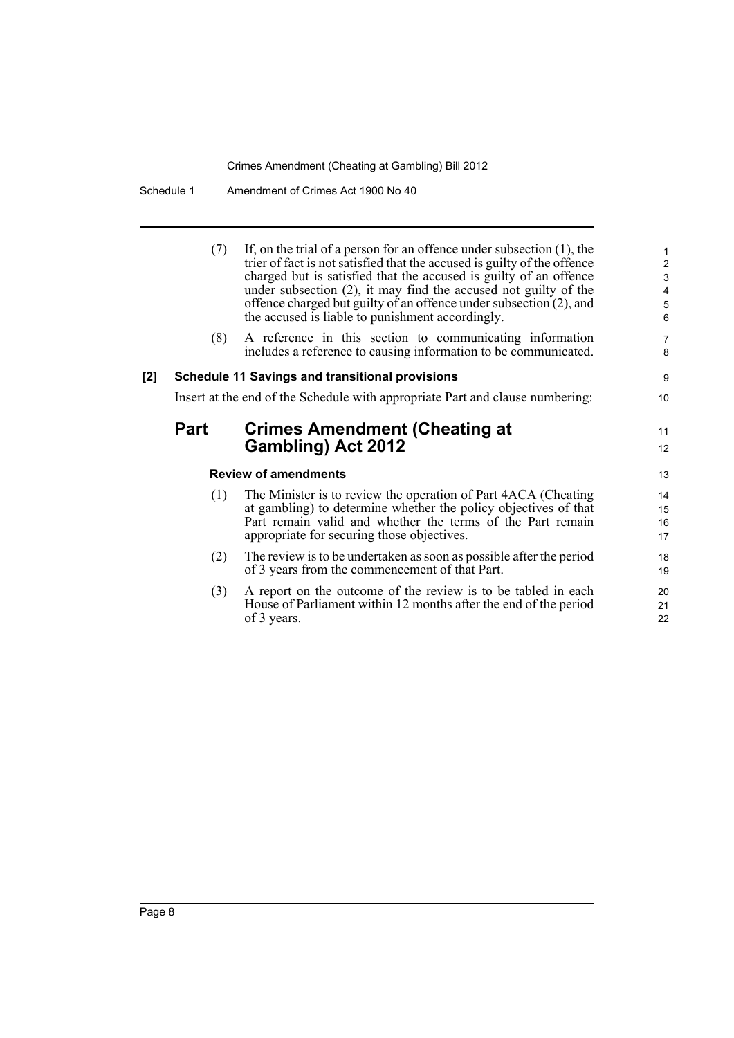(7) If, on the trial of a person for an offence under subsection (1), the trier of fact is not satisfied that the accused is guilty of the offence charged but is satisfied that the accused is guilty of an offence under subsection (2), it may find the accused not guilty of the offence charged but guilty of an offence under subsection (2), and the accused is liable to punishment accordingly.

(8) A reference in this section to communicating information includes a reference to causing information to be communicated.

**[2] Schedule 11 Savings and transitional provisions**

Insert at the end of the Schedule with appropriate Part and clause numbering:

## Part Crimes Amendment (Cheating at Gambling) Act 2012

**Review of amendments**

(1) The Minister is to review the operation of Part 4ACA (Cheating at gambling) to determine whether the policy objectives of that Part remain valid and whether the terms of the Part remain appropriate for securing those objectives.

(2) The review is to be undertaken as soon as possible after the period of 3 years from the commencement of that Part.

(3) A report on the outcome of the review is to be tabled in each House of Parliament within 12 months after the end of the period of 3 years.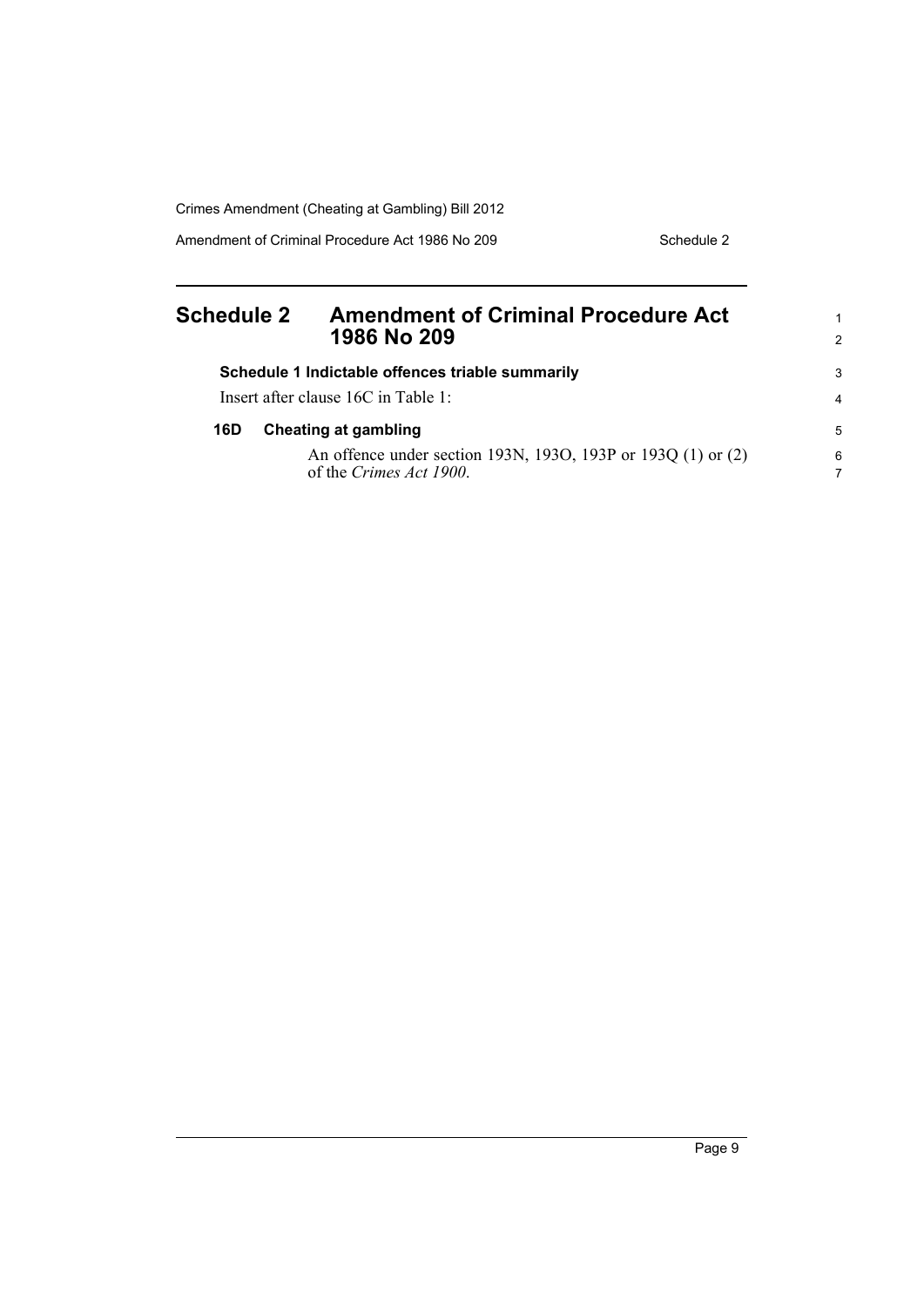# Schedule 2 Amendment of Criminal Procedure Act 1986 No 209

**Schedule 1 Indictable offences triable summarily**

Insert after clause 16C in Table 1:

**16D Cheating at gambling**

An offence under section 193N, 193O, 193P or 193Q (1) or (2) of the *Crimes Act 1900*.